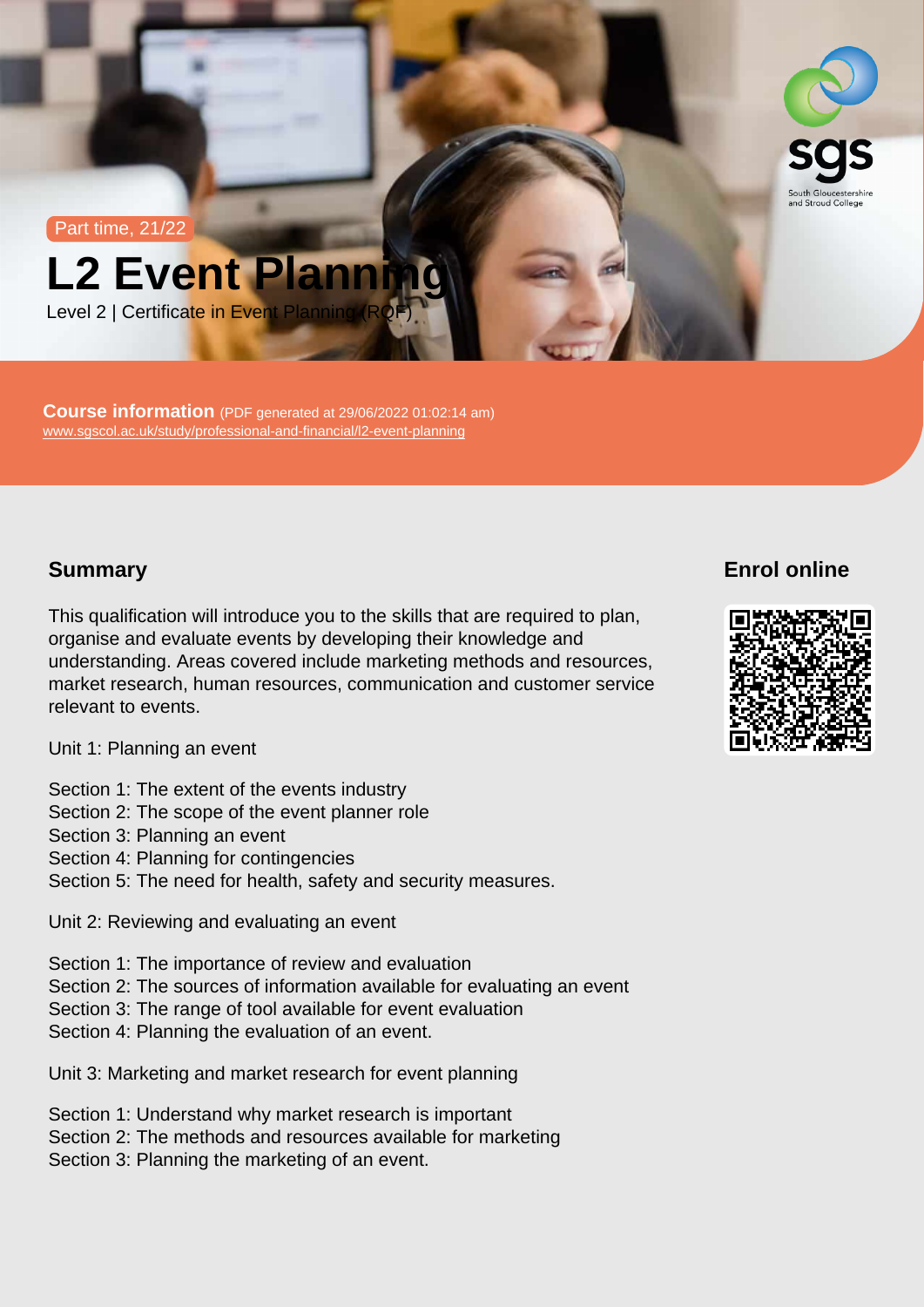Part time, 21/22

# L2 Event Planning

Level 2 | Certificate in Event Planning (RQF)

**Course information** (PDF generated at 29/06/2022 01:02:14 am)
www.sgscol.ac.uk/study/professional-and-financial/l2-event-planning

## Summary

This qualification will introduce you to the skills that are required to plan, organise and evaluate events by developing their knowledge and understanding. Areas covered include marketing methods and resources, market research, human resources, communication and customer service relevant to events.

Unit 1: Planning an event

Section 1: The extent of the events industry
Section 2: The scope of the event planner role
Section 3: Planning an event
Section 4: Planning for contingencies
Section 5: The need for health, safety and security measures.

Unit 2: Reviewing and evaluating an event

Section 1: The importance of review and evaluation
Section 2: The sources of information available for evaluating an event
Section 3: The range of tool available for event evaluation
Section 4: Planning the evaluation of an event.

Unit 3: Marketing and market research for event planning

Section 1: Understand why market research is important
Section 2: The methods and resources available for marketing
Section 3: Planning the marketing of an event.

## Enrol online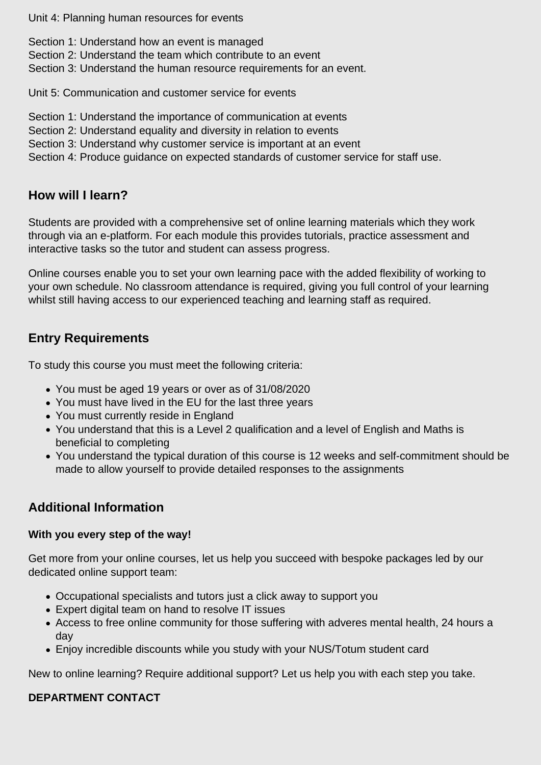Unit 4: Planning human resources for events

Section 1: Understand how an event is managed
Section 2: Understand the team which contribute to an event
Section 3: Understand the human resource requirements for an event.

Unit 5: Communication and customer service for events

Section 1: Understand the importance of communication at events
Section 2: Understand equality and diversity in relation to events
Section 3: Understand why customer service is important at an event
Section 4: Produce guidance on expected standards of customer service for staff use.

## How will I learn?

Students are provided with a comprehensive set of online learning materials which they work through via an e-platform. For each module this provides tutorials, practice assessment and interactive tasks so the tutor and student can assess progress.

Online courses enable you to set your own learning pace with the added flexibility of working to your own schedule. No classroom attendance is required, giving you full control of your learning whilst still having access to our experienced teaching and learning staff as required.

## Entry Requirements

To study this course you must meet the following criteria:

- You must be aged 19 years or over as of 31/08/2020
- You must have lived in the EU for the last three years
- You must currently reside in England
- You understand that this is a Level 2 qualification and a level of English and Maths is beneficial to completing
- You understand the typical duration of this course is 12 weeks and self-commitment should be made to allow yourself to provide detailed responses to the assignments

## Additional Information

**With you every step of the way!**

Get more from your online courses, let us help you succeed with bespoke packages led by our dedicated online support team:

- Occupational specialists and tutors just a click away to support you
- Expert digital team on hand to resolve IT issues
- Access to free online community for those suffering with adveres mental health, 24 hours a day
- Enjoy incredible discounts while you study with your NUS/Totum student card

New to online learning? Require additional support? Let us help you with each step you take.

**DEPARTMENT CONTACT**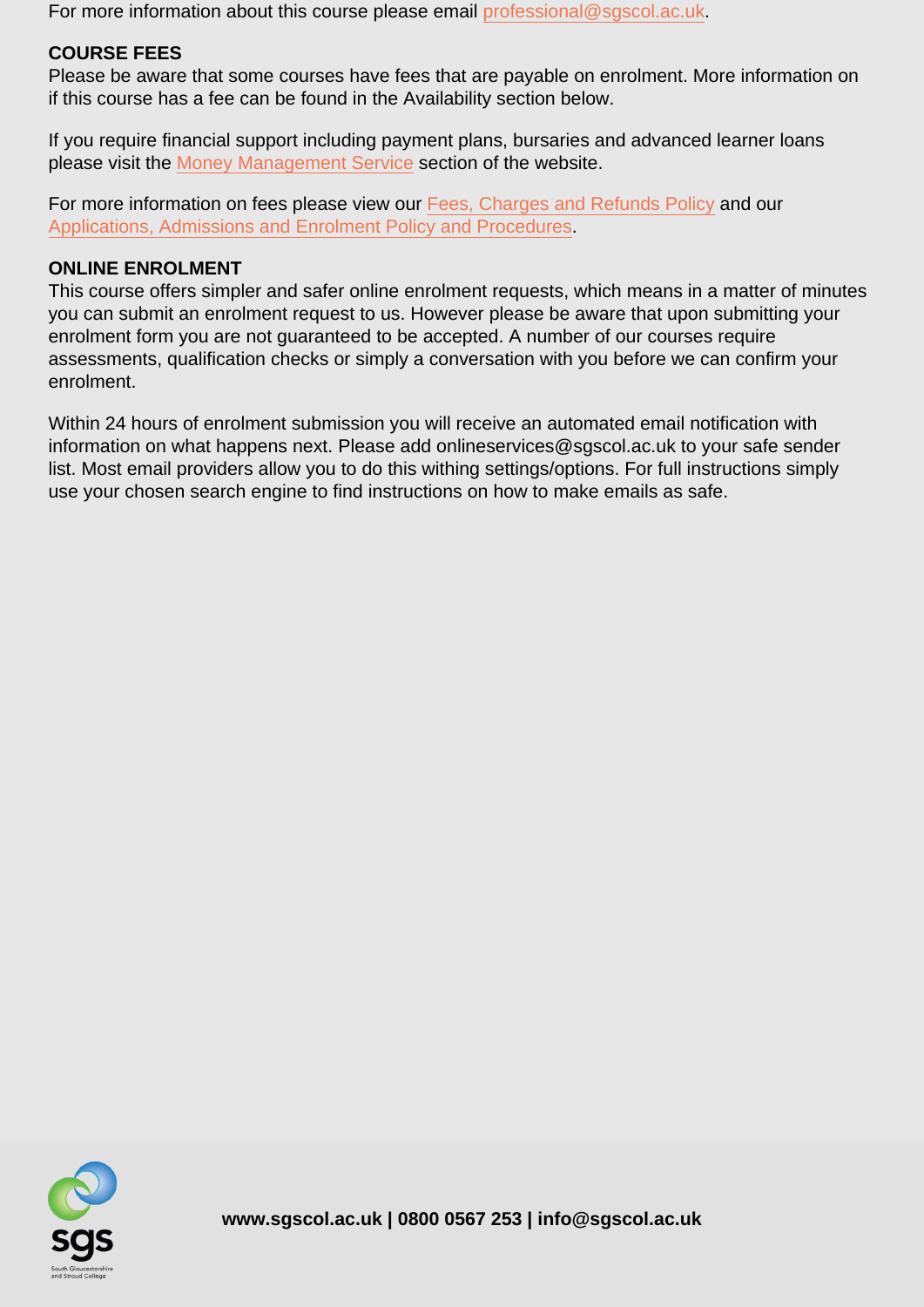For more information about this course please email professional@sgscol.ac.uk.

**COURSE FEES**

Please be aware that some courses have fees that are payable on enrolment. More information on if this course has a fee can be found in the Availability section below.

If you require financial support including payment plans, bursaries and advanced learner loans please visit the Money Management Service section of the website.

For more information on fees please view our Fees, Charges and Refunds Policy and our Applications, Admissions and Enrolment Policy and Procedures.

**ONLINE ENROLMENT**

This course offers simpler and safer online enrolment requests, which means in a matter of minutes you can submit an enrolment request to us. However please be aware that upon submitting your enrolment form you are not guaranteed to be accepted. A number of our courses require assessments, qualification checks or simply a conversation with you before we can confirm your enrolment.

Within 24 hours of enrolment submission you will receive an automated email notification with information on what happens next. Please add onlineservices@sgscol.ac.uk to your safe sender list. Most email providers allow you to do this withing settings/options. For full instructions simply use your chosen search engine to find instructions on how to make emails as safe.

**www.sgscol.ac.uk | 0800 0567 253 | info@sgscol.ac.uk**